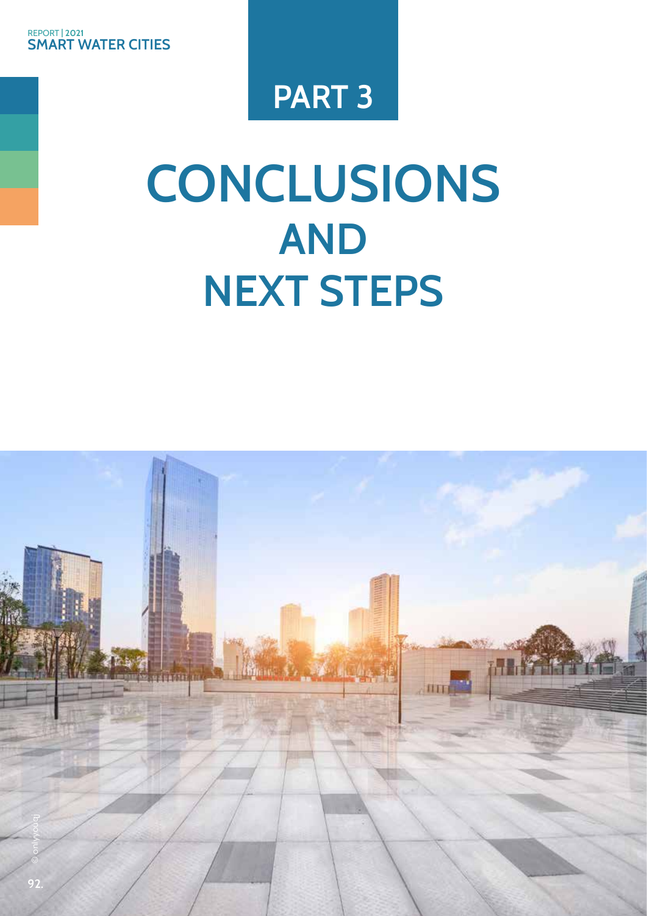# PART 3

# CONCLUSIONS AND NEXT STEPS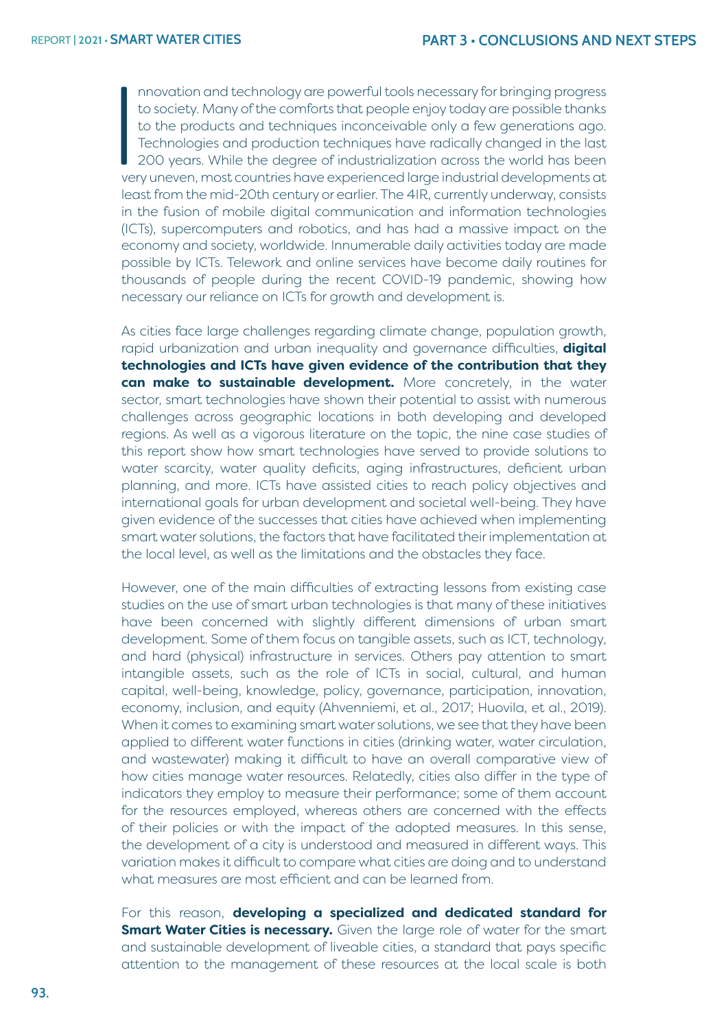Innovation and technology are powerful tools necessary for bringing progress to society. Many of the comforts that people enjoy today are possible thanks to the products and techniques inconceivable only a few generations ago. Technologies and production techniques have radically changed in the last 200 years. While the degree of industrialization across the world has been very uneven, most countries have experienced large industrial developments at least from the mid-20th century or earlier. The 4IR, currently underway, consists in the fusion of mobile digital communication and information technologies (ICTs), supercomputers and robotics, and has had a massive impact on the economy and society, worldwide. Innumerable daily activities today are made possible by ICTs. Telework and online services have become daily routines for thousands of people during the recent COVID-19 pandemic, showing how necessary our reliance on ICTs for growth and development is.

As cities face large challenges regarding climate change, population growth, rapid urbanization and urban inequality and governance difficulties, **digital technologies and ICTs have given evidence of the contribution that they can make to sustainable development.** More concretely, in the water sector, smart technologies have shown their potential to assist with numerous challenges across geographic locations in both developing and developed regions. As well as a vigorous literature on the topic, the nine case studies of this report show how smart technologies have served to provide solutions to water scarcity, water quality deficits, aging infrastructures, deficient urban planning, and more. ICTs have assisted cities to reach policy objectives and international goals for urban development and societal well-being. They have given evidence of the successes that cities have achieved when implementing smart water solutions, the factors that have facilitated their implementation at the local level, as well as the limitations and the obstacles they face.

However, one of the main difficulties of extracting lessons from existing case studies on the use of smart urban technologies is that many of these initiatives have been concerned with slightly different dimensions of urban smart development. Some of them focus on tangible assets, such as ICT, technology, and hard (physical) infrastructure in services. Others pay attention to smart intangible assets, such as the role of ICTs in social, cultural, and human capital, well-being, knowledge, policy, governance, participation, innovation, economy, inclusion, and equity (Ahvenniemi, et al., 2017; Huovila, et al., 2019). When it comes to examining smart water solutions, we see that they have been applied to different water functions in cities (drinking water, water circulation, and wastewater) making it difficult to have an overall comparative view of how cities manage water resources. Relatedly, cities also differ in the type of indicators they employ to measure their performance; some of them account for the resources employed, whereas others are concerned with the effects of their policies or with the impact of the adopted measures. In this sense, the development of a city is understood and measured in different ways. This variation makes it difficult to compare what cities are doing and to understand what measures are most efficient and can be learned from.

For this reason, **developing a specialized and dedicated standard for Smart Water Cities is necessary.** Given the large role of water for the smart and sustainable development of liveable cities, a standard that pays specific attention to the management of these resources at the local scale is both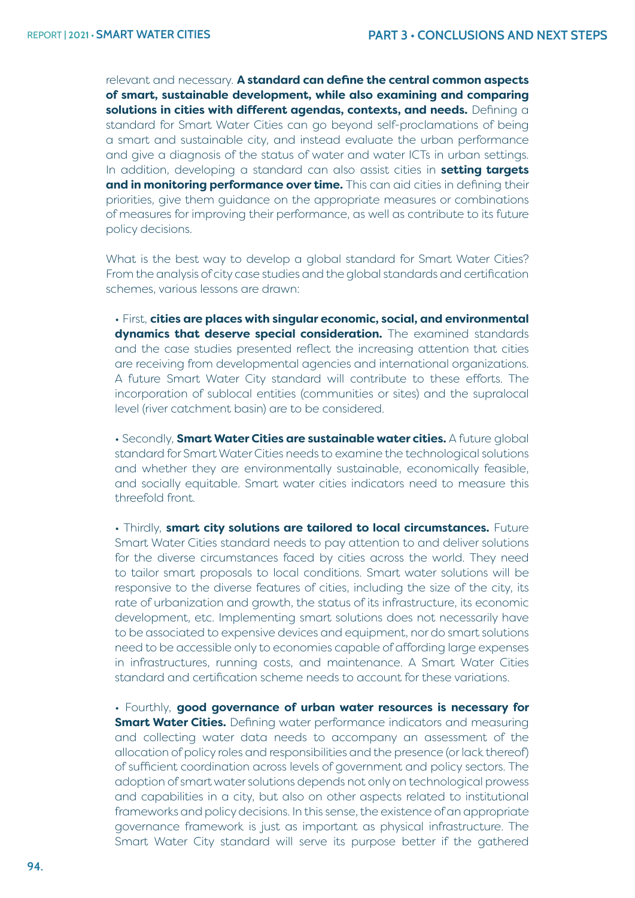relevant and necessary. **A standard can define the central common aspects of smart, sustainable development, while also examining and comparing solutions in cities with different agendas, contexts, and needs.** Defining a standard for Smart Water Cities can go beyond self-proclamations of being a smart and sustainable city, and instead evaluate the urban performance and give a diagnosis of the status of water and water ICTs in urban settings. In addition, developing a standard can also assist cities in **setting targets and in monitoring performance over time.** This can aid cities in defining their priorities, give them guidance on the appropriate measures or combinations of measures for improving their performance, as well as contribute to its future policy decisions.

What is the best way to develop a global standard for Smart Water Cities? From the analysis of city case studies and the global standards and certification schemes, various lessons are drawn:

- First, **cities are places with singular economic, social, and environmental dynamics that deserve special consideration.** The examined standards and the case studies presented reflect the increasing attention that cities are receiving from developmental agencies and international organizations. A future Smart Water City standard will contribute to these efforts. The incorporation of sublocal entities (communities or sites) and the supralocal level (river catchment basin) are to be considered.

- Secondly, **Smart Water Cities are sustainable water cities.** A future global standard for Smart Water Cities needs to examine the technological solutions and whether they are environmentally sustainable, economically feasible, and socially equitable. Smart water cities indicators need to measure this threefold front.

- Thirdly, **smart city solutions are tailored to local circumstances.** Future Smart Water Cities standard needs to pay attention to and deliver solutions for the diverse circumstances faced by cities across the world. They need to tailor smart proposals to local conditions. Smart water solutions will be responsive to the diverse features of cities, including the size of the city, its rate of urbanization and growth, the status of its infrastructure, its economic development, etc. Implementing smart solutions does not necessarily have to be associated to expensive devices and equipment, nor do smart solutions need to be accessible only to economies capable of affording large expenses in infrastructures, running costs, and maintenance. A Smart Water Cities standard and certification scheme needs to account for these variations.

- Fourthly, **good governance of urban water resources is necessary for Smart Water Cities.** Defining water performance indicators and measuring and collecting water data needs to accompany an assessment of the allocation of policy roles and responsibilities and the presence (or lack thereof) of sufficient coordination across levels of government and policy sectors. The adoption of smart water solutions depends not only on technological prowess and capabilities in a city, but also on other aspects related to institutional frameworks and policy decisions. In this sense, the existence of an appropriate governance framework is just as important as physical infrastructure. The Smart Water City standard will serve its purpose better if the gathered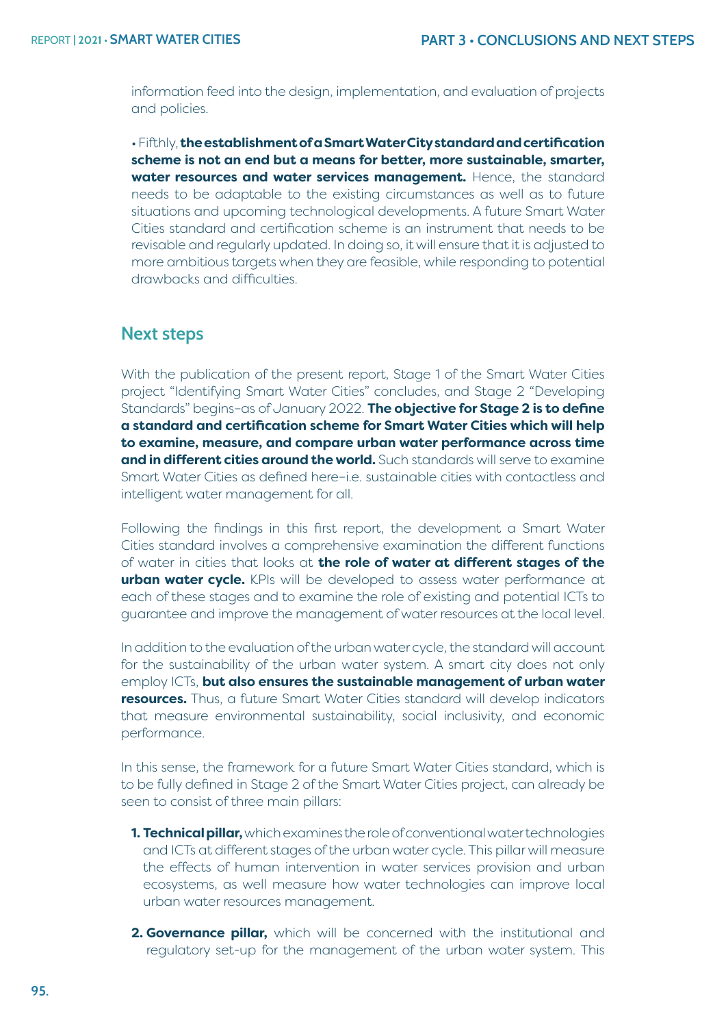information feed into the design, implementation, and evaluation of projects and policies.

• Fifthly, **the establishment of a Smart Water City standard and certification scheme is not an end but a means for better, more sustainable, smarter, water resources and water services management.** Hence, the standard needs to be adaptable to the existing circumstances as well as to future situations and upcoming technological developments. A future Smart Water Cities standard and certification scheme is an instrument that needs to be revisable and regularly updated. In doing so, it will ensure that it is adjusted to more ambitious targets when they are feasible, while responding to potential drawbacks and difficulties.

## Next steps

With the publication of the present report, Stage 1 of the Smart Water Cities project "Identifying Smart Water Cities" concludes, and Stage 2 "Developing Standards" begins–as of January 2022. **The objective for Stage 2 is to define a standard and certification scheme for Smart Water Cities which will help to examine, measure, and compare urban water performance across time and in different cities around the world.** Such standards will serve to examine Smart Water Cities as defined here–i.e. sustainable cities with contactless and intelligent water management for all.

Following the findings in this first report, the development a Smart Water Cities standard involves a comprehensive examination the different functions of water in cities that looks at **the role of water at different stages of the urban water cycle.** KPIs will be developed to assess water performance at each of these stages and to examine the role of existing and potential ICTs to guarantee and improve the management of water resources at the local level.

In addition to the evaluation of the urban water cycle, the standard will account for the sustainability of the urban water system. A smart city does not only employ ICTs, **but also ensures the sustainable management of urban water resources.** Thus, a future Smart Water Cities standard will develop indicators that measure environmental sustainability, social inclusivity, and economic performance.

In this sense, the framework for a future Smart Water Cities standard, which is to be fully defined in Stage 2 of the Smart Water Cities project, can already be seen to consist of three main pillars:

1. **Technical pillar,** which examines the role of conventional water technologies and ICTs at different stages of the urban water cycle. This pillar will measure the effects of human intervention in water services provision and urban ecosystems, as well measure how water technologies can improve local urban water resources management.
2. **Governance pillar,** which will be concerned with the institutional and regulatory set-up for the management of the urban water system. This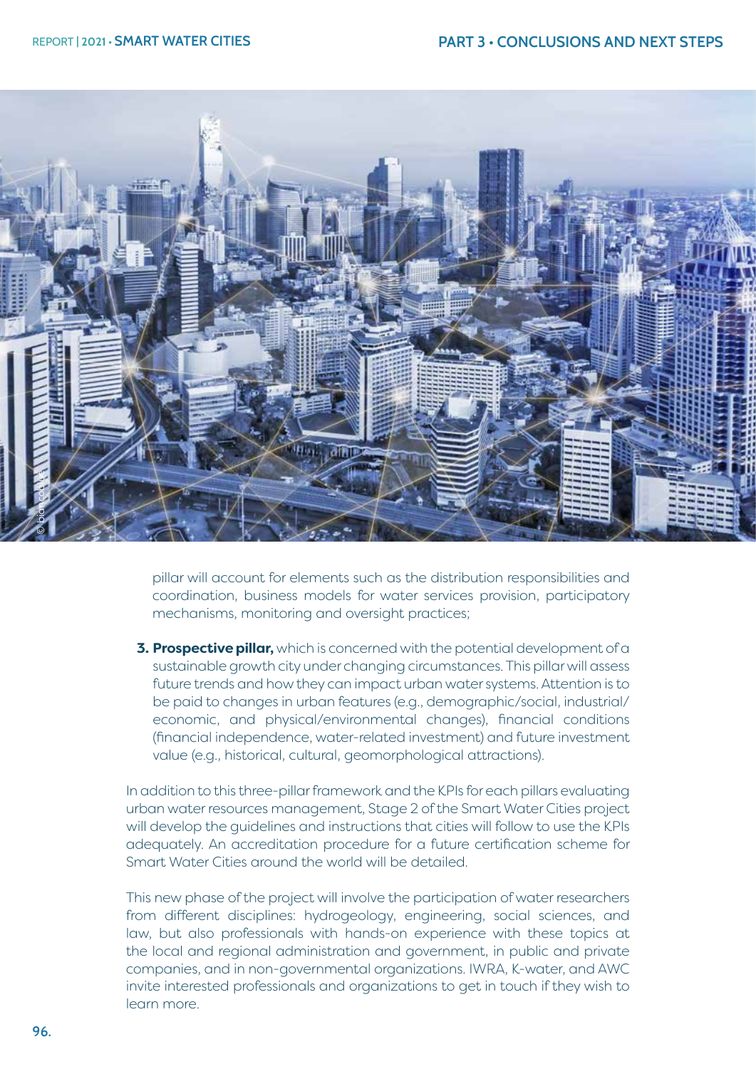pillar will account for elements such as the distribution responsibilities and coordination, business models for water services provision, participatory mechanisms, monitoring and oversight practices;

3. **Prospective pillar,** which is concerned with the potential development of a sustainable growth city under changing circumstances. This pillar will assess future trends and how they can impact urban water systems. Attention is to be paid to changes in urban features (e.g., demographic/social, industrial/economic, and physical/environmental changes), financial conditions (financial independence, water-related investment) and future investment value (e.g., historical, cultural, geomorphological attractions).

In addition to this three-pillar framework and the KPIs for each pillars evaluating urban water resources management, Stage 2 of the Smart Water Cities project will develop the guidelines and instructions that cities will follow to use the KPIs adequately. An accreditation procedure for a future certification scheme for Smart Water Cities around the world will be detailed.

This new phase of the project will involve the participation of water researchers from different disciplines: hydrogeology, engineering, social sciences, and law, but also professionals with hands-on experience with these topics at the local and regional administration and government, in public and private companies, and in non-governmental organizations. IWRA, K-water, and AWC invite interested professionals and organizations to get in touch if they wish to learn more.